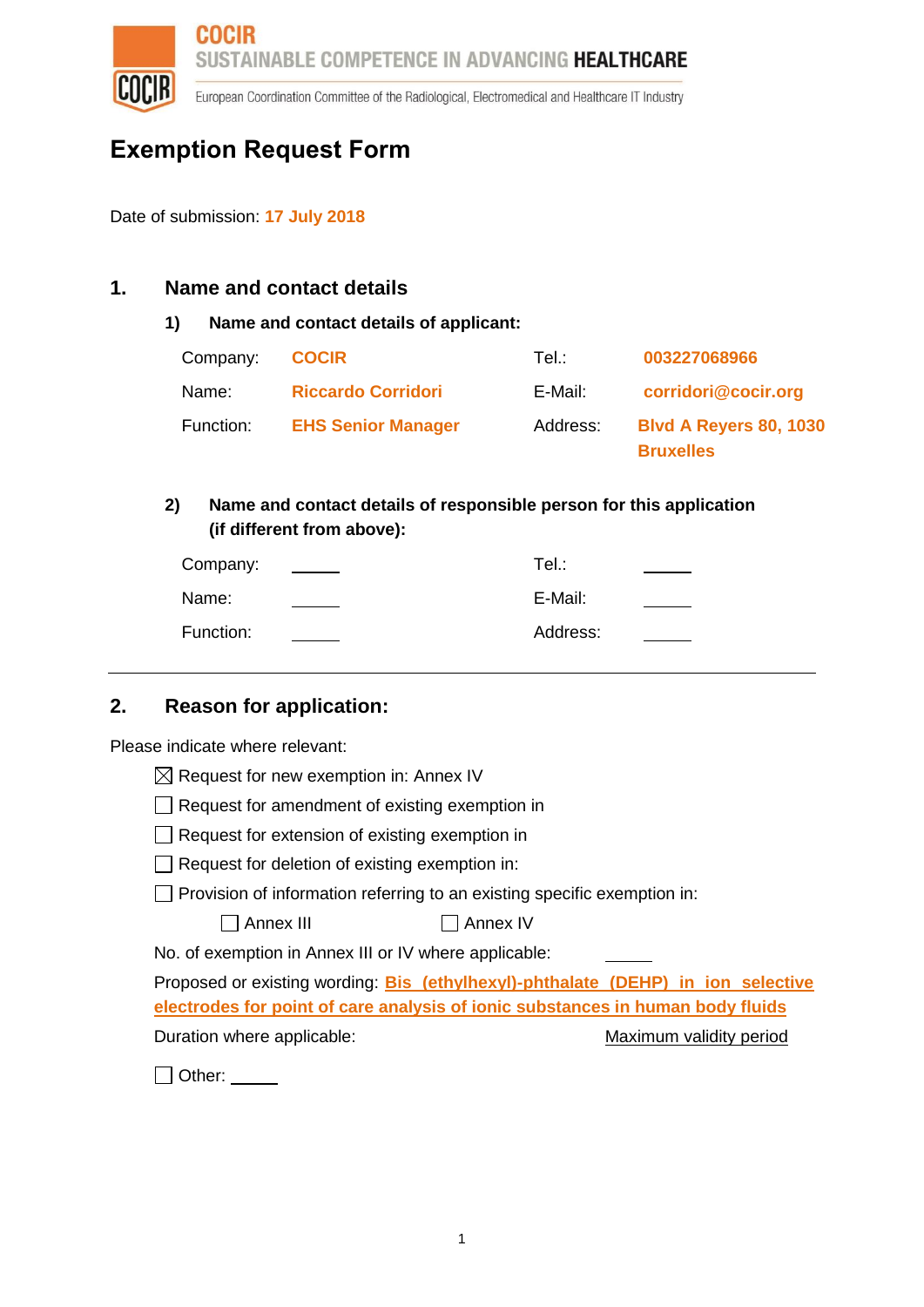COCIR
SUSTAINABLE COMPETENCE IN ADVANCING **HEALTHCARE**

European Coordination Committee of the Radiological, Electromedical and Healthcare IT Industry

# Exemption Request Form

Date of submission: **17 July 2018**

## 1. Name and contact details

### 1) Name and contact details of applicant:

| | | | |
|---|---|---|---|
| Company: | **COCIR** | Tel.: | **003227068966** |
| Name: | **Riccardo Corridori** | E-Mail: | **corridori@cocir.org** |
| Function: | **EHS Senior Manager** | Address: | **Blvd A Reyers 80, 1030 Bruxelles** |

### 2) Name and contact details of responsible person for this application (if different from above):

| | | | |
|---|---|---|---|
| Company: | _____ | Tel.: | _____ |
| Name: | _____ | E-Mail: | _____ |
| Function: | _____ | Address: | _____ |

---

## 2. Reason for application:

Please indicate where relevant:

- [x] Request for new exemption in: Annex IV
- [ ] Request for amendment of existing exemption in
- [ ] Request for extension of existing exemption in
- [ ] Request for deletion of existing exemption in:
- [ ] Provision of information referring to an existing specific exemption in:
  - [ ] Annex III
  - [ ] Annex IV

No. of exemption in Annex III or IV where applicable: _____

Proposed or existing wording: **Bis (ethylhexyl)-phthalate (DEHP) in ion selective electrodes for point of care analysis of ionic substances in human body fluids**

Duration where applicable: Maximum validity period

- [ ] Other: _____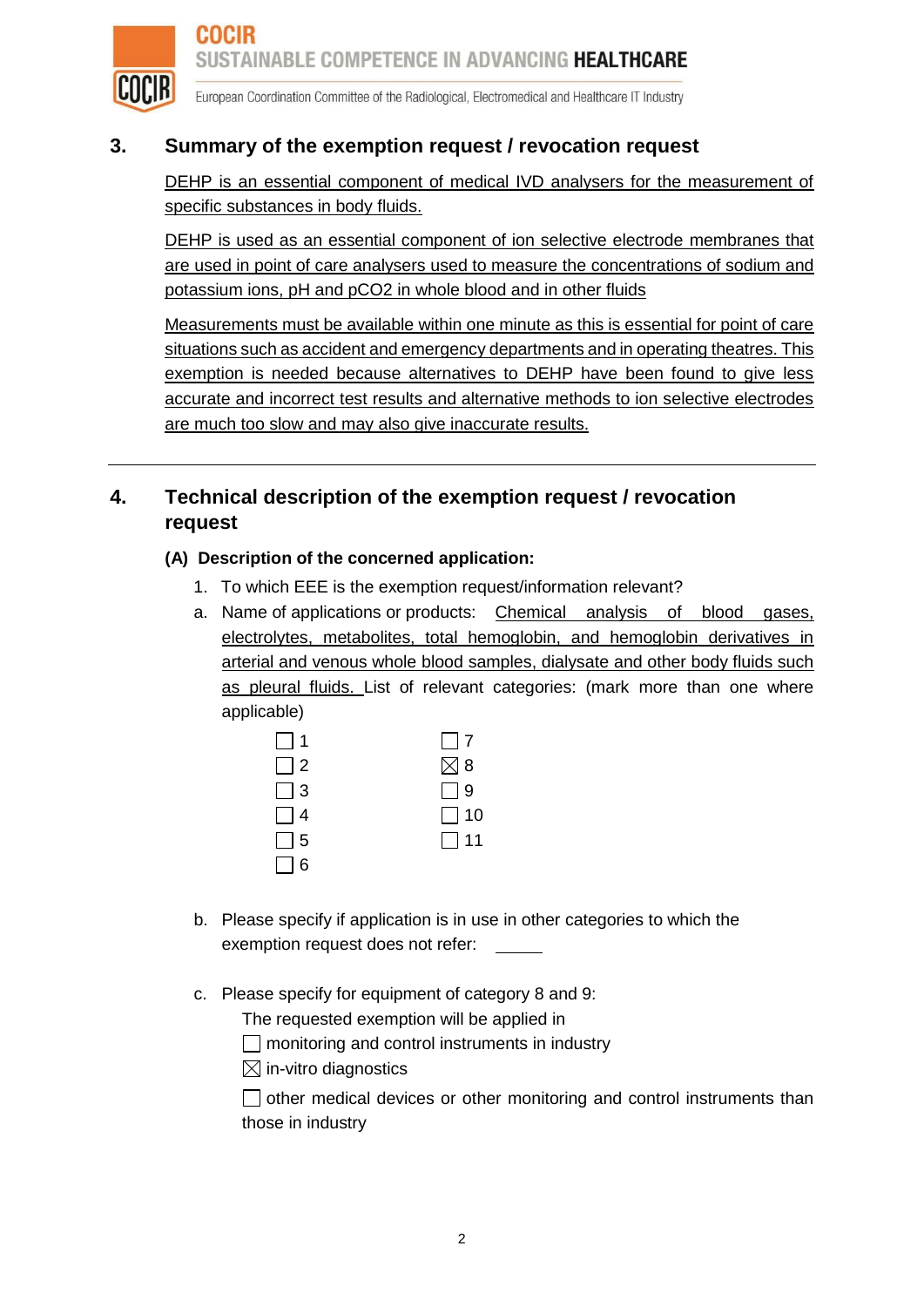## 3. Summary of the exemption request / revocation request

DEHP is an essential component of medical IVD analysers for the measurement of specific substances in body fluids.

DEHP is used as an essential component of ion selective electrode membranes that are used in point of care analysers used to measure the concentrations of sodium and potassium ions, pH and $pCO_2$ in whole blood and in other fluids

Measurements must be available within one minute as this is essential for point of care situations such as accident and emergency departments and in operating theatres. This exemption is needed because alternatives to DEHP have been found to give less accurate and incorrect test results and alternative methods to ion selective electrodes are much too slow and may also give inaccurate results.

---

## 4. Technical description of the exemption request / revocation request

### (A) Description of the concerned application:

1. To which EEE is the exemption request/information relevant?

a. Name of applications or products: Chemical analysis of blood gases, electrolytes, metabolites, total hemoglobin, and hemoglobin derivatives in arterial and venous whole blood samples, dialysate and other body fluids such as pleural fluids. List of relevant categories: (mark more than one where applicable)

| | |
|---|---|
| ☐ 1 | ☐ 7 |
| ☐ 2 | ☒ 8 |
| ☐ 3 | ☐ 9 |
| ☐ 4 | ☐ 10 |
| ☐ 5 | ☐ 11 |
| ☐ 6 | |

b. Please specify if application is in use in other categories to which the exemption request does not refer: \_\_\_\_\_

c. Please specify for equipment of category 8 and 9:

The requested exemption will be applied in

☐ monitoring and control instruments in industry

☒ in-vitro diagnostics

☐ other medical devices or other monitoring and control instruments than those in industry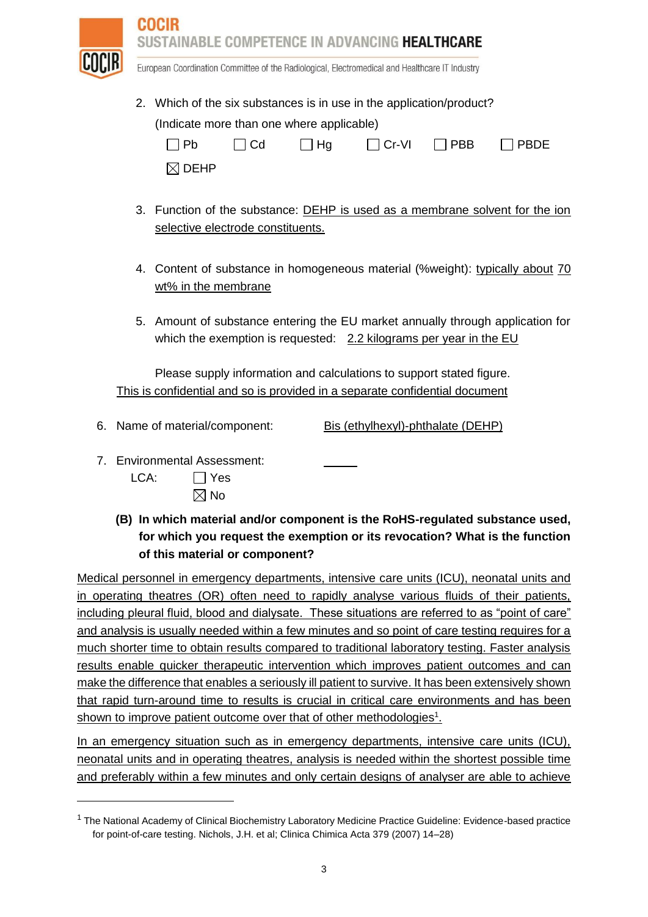2. Which of the six substances is in use in the application/product?

   (Indicate more than one where applicable)

   ☐ Pb ☐ Cd ☐ Hg ☐ Cr-VI ☐ PBB ☐ PBDE

   ☒ DEHP

3. Function of the substance: DEHP is used as a membrane solvent for the ion selective electrode constituents.

4. Content of substance in homogeneous material (%weight): typically about 70 wt% in the membrane

5. Amount of substance entering the EU market annually through application for which the exemption is requested: 2.2 kilograms per year in the EU

   Please supply information and calculations to support stated figure.

   This is confidential and so is provided in a separate confidential document

6. Name of material/component: Bis (ethylhexyl)-phthalate (DEHP)

7. Environmental Assessment:

   LCA: ☐ Yes

   ☒ No

**(B) In which material and/or component is the RoHS-regulated substance used, for which you request the exemption or its revocation? What is the function of this material or component?**

Medical personnel in emergency departments, intensive care units (ICU), neonatal units and in operating theatres (OR) often need to rapidly analyse various fluids of their patients, including pleural fluid, blood and dialysate. These situations are referred to as "point of care" and analysis is usually needed within a few minutes and so point of care testing requires for a much shorter time to obtain results compared to traditional laboratory testing. Faster analysis results enable quicker therapeutic intervention which improves patient outcomes and can make the difference that enables a seriously ill patient to survive. It has been extensively shown that rapid turn-around time to results is crucial in critical care environments and has been shown to improve patient outcome over that of other methodologies[1].

In an emergency situation such as in emergency departments, intensive care units (ICU), neonatal units and in operating theatres, analysis is needed within the shortest possible time and preferably within a few minutes and only certain designs of analyser are able to achieve

[1] The National Academy of Clinical Biochemistry Laboratory Medicine Practice Guideline: Evidence-based practice for point-of-care testing. Nichols, J.H. et al; Clinica Chimica Acta 379 (2007) 14–28)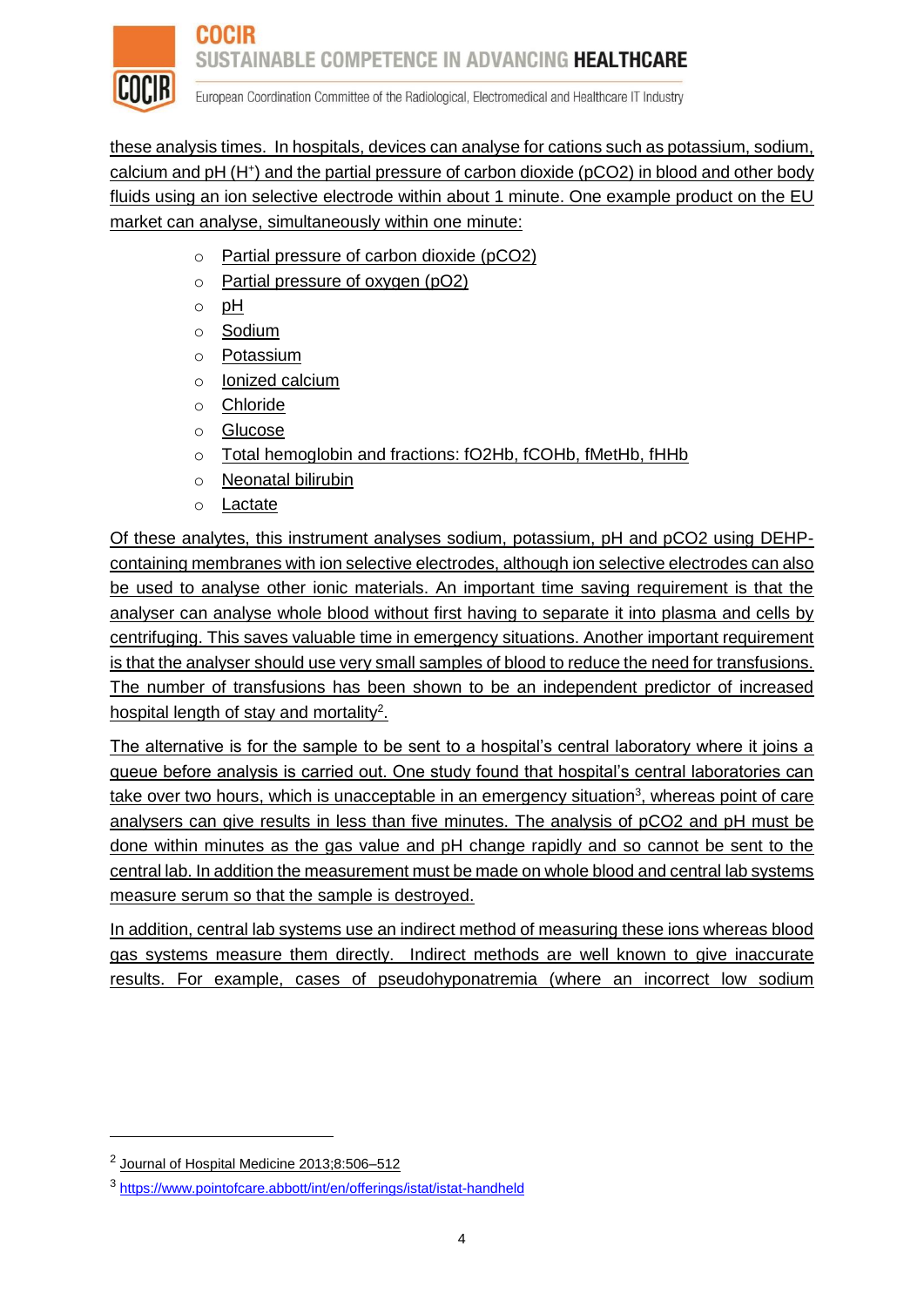these analysis times. In hospitals, devices can analyse for cations such as potassium, sodium, calcium and pH ($H^+$) and the partial pressure of carbon dioxide (pCO2) in blood and other body fluids using an ion selective electrode within about 1 minute. One example product on the EU market can analyse, simultaneously within one minute:

- Partial pressure of carbon dioxide (pCO2)
- Partial pressure of oxygen (pO2)
- pH
- Sodium
- Potassium
- Ionized calcium
- Chloride
- Glucose
- Total hemoglobin and fractions: fO2Hb, fCOHb, fMetHb, fHHb
- Neonatal bilirubin
- Lactate

Of these analytes, this instrument analyses sodium, potassium, pH and pCO2 using DEHP-containing membranes with ion selective electrodes, although ion selective electrodes can also be used to analyse other ionic materials. An important time saving requirement is that the analyser can analyse whole blood without first having to separate it into plasma and cells by centrifuging. This saves valuable time in emergency situations. Another important requirement is that the analyser should use very small samples of blood to reduce the need for transfusions. The number of transfusions has been shown to be an independent predictor of increased hospital length of stay and mortality[2].

The alternative is for the sample to be sent to a hospital's central laboratory where it joins a queue before analysis is carried out. One study found that hospital's central laboratories can take over two hours, which is unacceptable in an emergency situation[3], whereas point of care analysers can give results in less than five minutes. The analysis of pCO2 and pH must be done within minutes as the gas value and pH change rapidly and so cannot be sent to the central lab. In addition the measurement must be made on whole blood and central lab systems measure serum so that the sample is destroyed.

In addition, central lab systems use an indirect method of measuring these ions whereas blood gas systems measure them directly. Indirect methods are well known to give inaccurate results. For example, cases of pseudohyponatremia (where an incorrect low sodium

---

[2] Journal of Hospital Medicine 2013;8:506–512

[3] https://www.pointofcare.abbott/int/en/offerings/istat/istat-handheld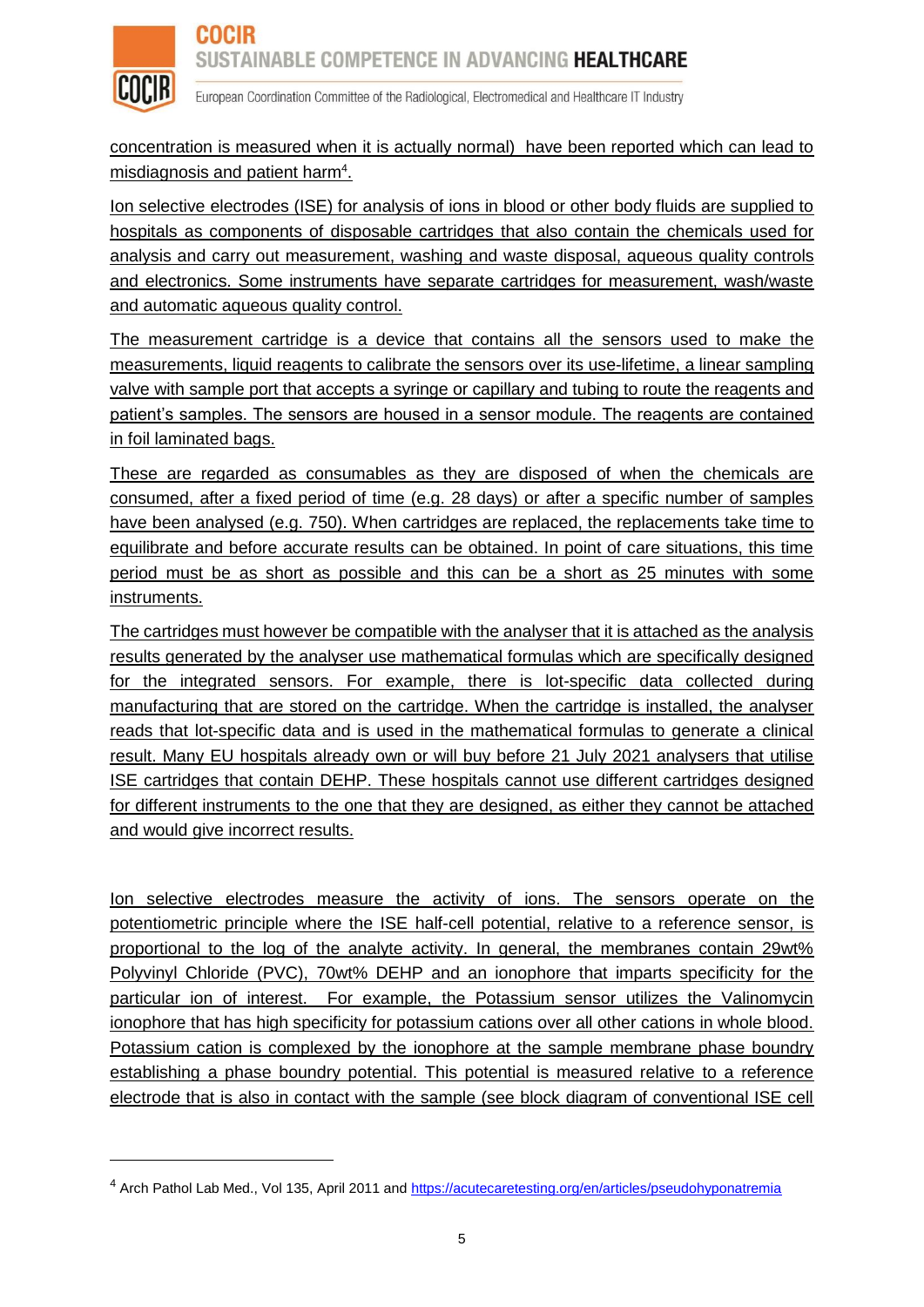concentration is measured when it is actually normal) have been reported which can lead to misdiagnosis and patient harm[4].

Ion selective electrodes (ISE) for analysis of ions in blood or other body fluids are supplied to hospitals as components of disposable cartridges that also contain the chemicals used for analysis and carry out measurement, washing and waste disposal, aqueous quality controls and electronics. Some instruments have separate cartridges for measurement, wash/waste and automatic aqueous quality control.

The measurement cartridge is a device that contains all the sensors used to make the measurements, liquid reagents to calibrate the sensors over its use-lifetime, a linear sampling valve with sample port that accepts a syringe or capillary and tubing to route the reagents and patient's samples. The sensors are housed in a sensor module. The reagents are contained in foil laminated bags.

These are regarded as consumables as they are disposed of when the chemicals are consumed, after a fixed period of time (e.g. 28 days) or after a specific number of samples have been analysed (e.g. 750). When cartridges are replaced, the replacements take time to equilibrate and before accurate results can be obtained. In point of care situations, this time period must be as short as possible and this can be a short as 25 minutes with some instruments.

The cartridges must however be compatible with the analyser that it is attached as the analysis results generated by the analyser use mathematical formulas which are specifically designed for the integrated sensors. For example, there is lot-specific data collected during manufacturing that are stored on the cartridge. When the cartridge is installed, the analyser reads that lot-specific data and is used in the mathematical formulas to generate a clinical result. Many EU hospitals already own or will buy before 21 July 2021 analysers that utilise ISE cartridges that contain DEHP. These hospitals cannot use different cartridges designed for different instruments to the one that they are designed, as either they cannot be attached and would give incorrect results.

Ion selective electrodes measure the activity of ions. The sensors operate on the potentiometric principle where the ISE half-cell potential, relative to a reference sensor, is proportional to the log of the analyte activity. In general, the membranes contain 29wt% Polyvinyl Chloride (PVC), 70wt% DEHP and an ionophore that imparts specificity for the particular ion of interest. For example, the Potassium sensor utilizes the Valinomycin ionophore that has high specificity for potassium cations over all other cations in whole blood. Potassium cation is complexed by the ionophore at the sample membrane phase boundry establishing a phase boundry potential. This potential is measured relative to a reference electrode that is also in contact with the sample (see block diagram of conventional ISE cell

[4] Arch Pathol Lab Med., Vol 135, April 2011 and https://acutecaretesting.org/en/articles/pseudohyponatremia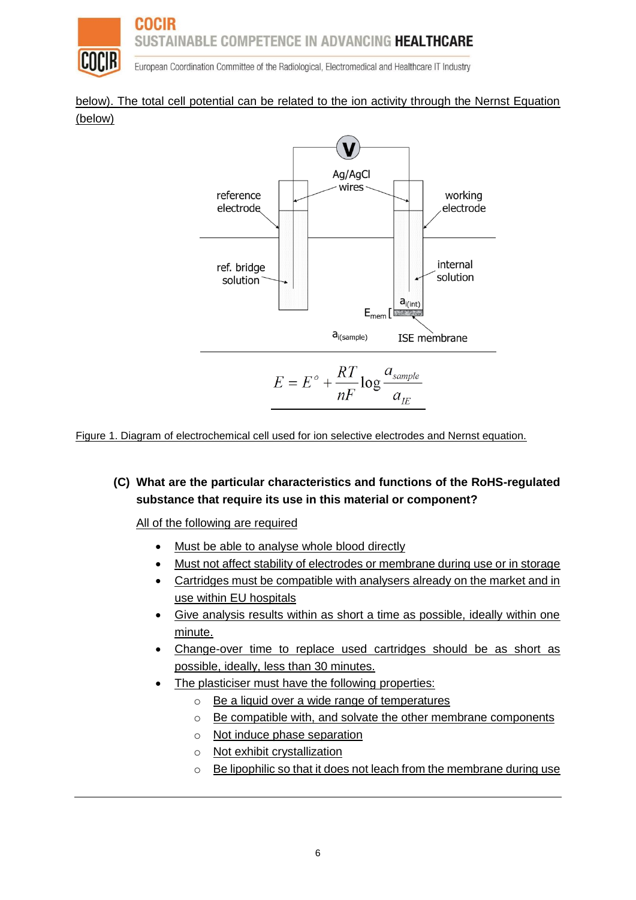below). The total cell potential can be related to the ion activity through the Nernst Equation (below)

$$E = E^{o} + \frac{RT}{nF}\log\frac{a_{sample}}{a_{IE}}$$

Figure 1. Diagram of electrochemical cell used for ion selective electrodes and Nernst equation.

**(C) What are the particular characteristics and functions of the RoHS-regulated substance that require its use in this material or component?**

All of the following are required

- Must be able to analyse whole blood directly
- Must not affect stability of electrodes or membrane during use or in storage
- Cartridges must be compatible with analysers already on the market and in use within EU hospitals
- Give analysis results within as short a time as possible, ideally within one minute.
- Change-over time to replace used cartridges should be as short as possible, ideally, less than 30 minutes.
- The plasticiser must have the following properties:
  - Be a liquid over a wide range of temperatures
  - Be compatible with, and solvate the other membrane components
  - Not induce phase separation
  - Not exhibit crystallization
  - Be lipophilic so that it does not leach from the membrane during use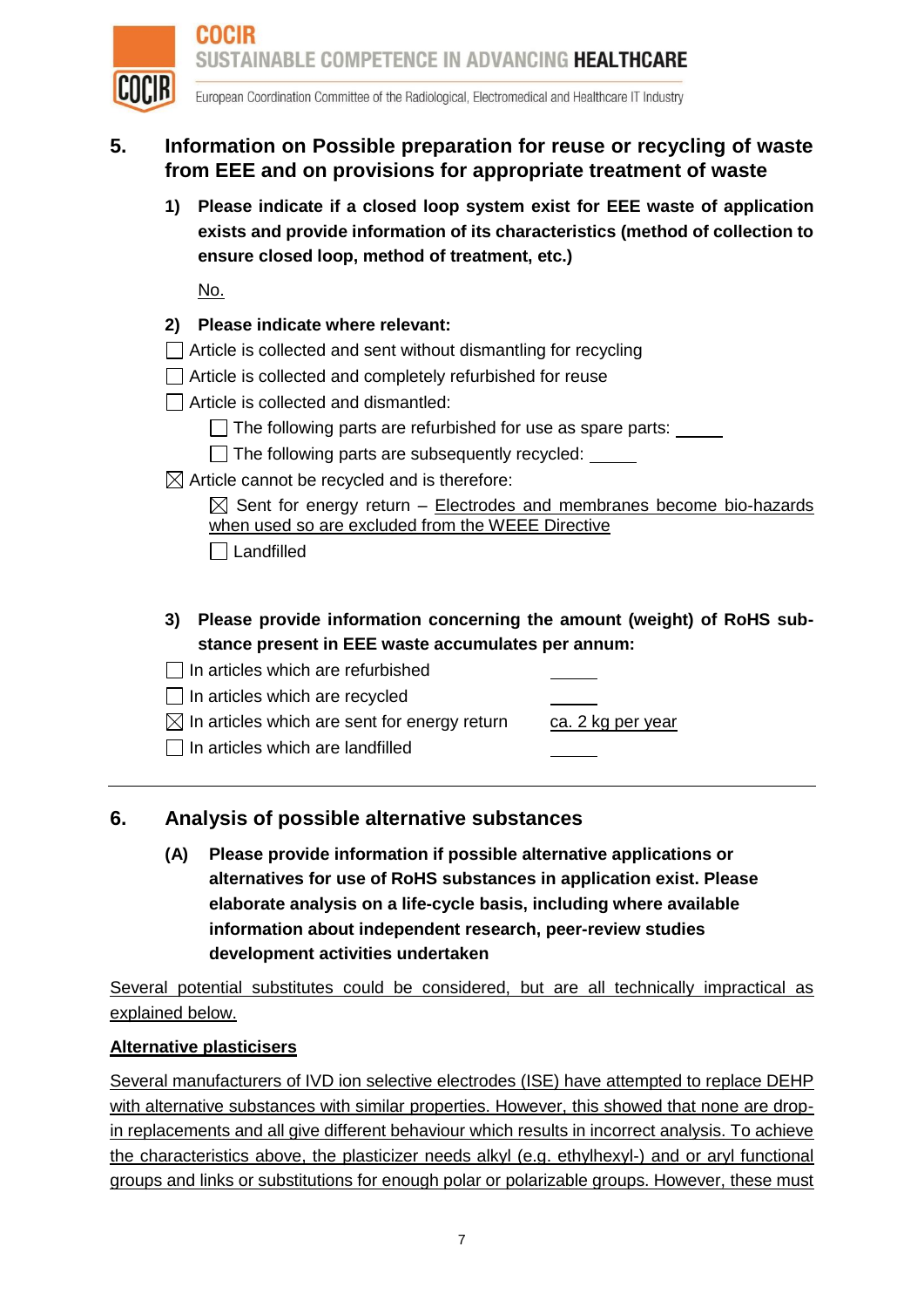## 5. Information on Possible preparation for reuse or recycling of waste from EEE and on provisions for appropriate treatment of waste

**1) Please indicate if a closed loop system exist for EEE waste of application exists and provide information of its characteristics (method of collection to ensure closed loop, method of treatment, etc.)**

No.

**2) Please indicate where relevant:**

- ☐ Article is collected and sent without dismantling for recycling
- ☐ Article is collected and completely refurbished for reuse
- ☐ Article is collected and dismantled:
  - ☐ The following parts are refurbished for use as spare parts: \_\_\_\_\_
  - ☐ The following parts are subsequently recycled: \_\_\_\_\_
- ☒ Article cannot be recycled and is therefore:
  - ☒ Sent for energy return – Electrodes and membranes become bio-hazards when used so are excluded from the WEEE Directive
  - ☐ Landfilled

**3) Please provide information concerning the amount (weight) of RoHS substance present in EEE waste accumulates per annum:**

- ☐ In articles which are refurbished \_\_\_\_\_
- ☐ In articles which are recycled \_\_\_\_\_
- ☒ In articles which are sent for energy return ca. 2 kg per year
- ☐ In articles which are landfilled \_\_\_\_\_

## 6. Analysis of possible alternative substances

**(A) Please provide information if possible alternative applications or alternatives for use of RoHS substances in application exist. Please elaborate analysis on a life-cycle basis, including where available information about independent research, peer-review studies development activities undertaken**

Several potential substitutes could be considered, but are all technically impractical as explained below.

**Alternative plasticisers**

Several manufacturers of IVD ion selective electrodes (ISE) have attempted to replace DEHP with alternative substances with similar properties. However, this showed that none are drop-in replacements and all give different behaviour which results in incorrect analysis. To achieve the characteristics above, the plasticizer needs alkyl (e.g. ethylhexyl-) and or aryl functional groups and links or substitutions for enough polar or polarizable groups. However, these must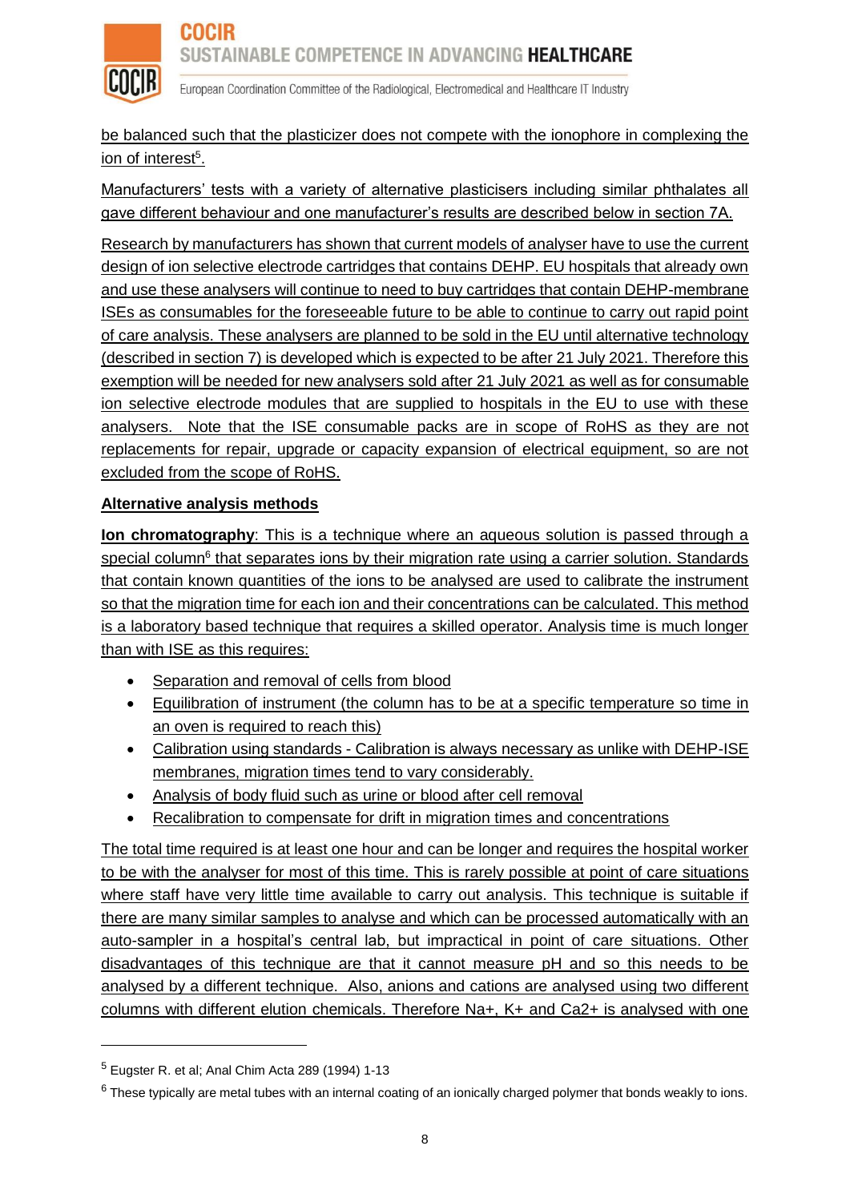be balanced such that the plasticizer does not compete with the ionophore in complexing the ion of interest[5].

Manufacturers' tests with a variety of alternative plasticisers including similar phthalates all gave different behaviour and one manufacturer's results are described below in section 7A.

Research by manufacturers has shown that current models of analyser have to use the current design of ion selective electrode cartridges that contains DEHP. EU hospitals that already own and use these analysers will continue to need to buy cartridges that contain DEHP-membrane ISEs as consumables for the foreseeable future to be able to continue to carry out rapid point of care analysis. These analysers are planned to be sold in the EU until alternative technology (described in section 7) is developed which is expected to be after 21 July 2021. Therefore this exemption will be needed for new analysers sold after 21 July 2021 as well as for consumable ion selective electrode modules that are supplied to hospitals in the EU to use with these analysers. Note that the ISE consumable packs are in scope of RoHS as they are not replacements for repair, upgrade or capacity expansion of electrical equipment, so are not excluded from the scope of RoHS.

**Alternative analysis methods**

**Ion chromatography**: This is a technique where an aqueous solution is passed through a special column[6] that separates ions by their migration rate using a carrier solution. Standards that contain known quantities of the ions to be analysed are used to calibrate the instrument so that the migration time for each ion and their concentrations can be calculated. This method is a laboratory based technique that requires a skilled operator. Analysis time is much longer than with ISE as this requires:

- Separation and removal of cells from blood
- Equilibration of instrument (the column has to be at a specific temperature so time in an oven is required to reach this)
- Calibration using standards - Calibration is always necessary as unlike with DEHP-ISE membranes, migration times tend to vary considerably.
- Analysis of body fluid such as urine or blood after cell removal
- Recalibration to compensate for drift in migration times and concentrations

The total time required is at least one hour and can be longer and requires the hospital worker to be with the analyser for most of this time. This is rarely possible at point of care situations where staff have very little time available to carry out analysis. This technique is suitable if there are many similar samples to analyse and which can be processed automatically with an auto-sampler in a hospital's central lab, but impractical in point of care situations. Other disadvantages of this technique are that it cannot measure pH and so this needs to be analysed by a different technique. Also, anions and cations are analysed using two different columns with different elution chemicals. Therefore $Na^+$, $K^+$ and $Ca^{2+}$ is analysed with one

[5] Eugster R. et al; Anal Chim Acta 289 (1994) 1-13

[6] These typically are metal tubes with an internal coating of an ionically charged polymer that bonds weakly to ions.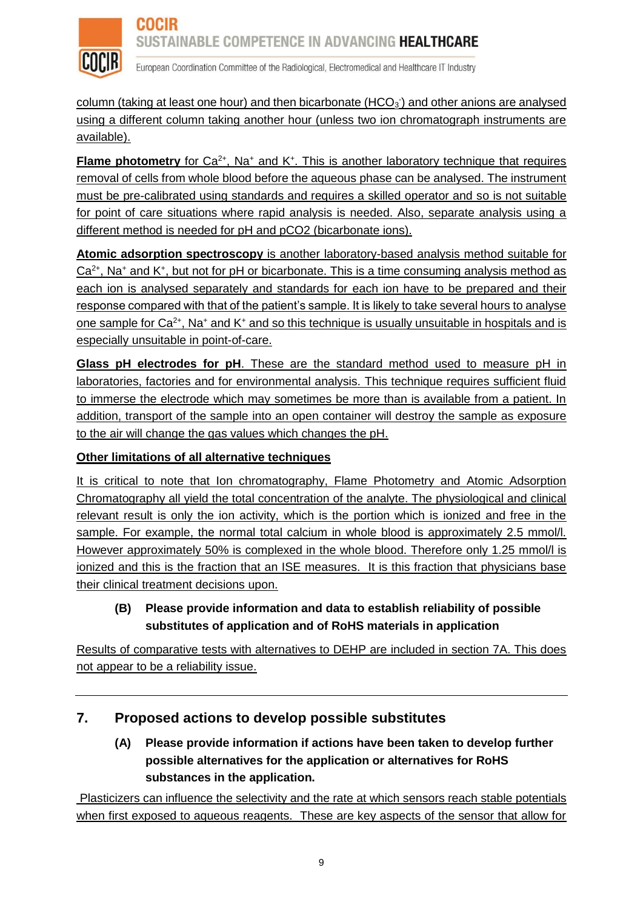column (taking at least one hour) and then bicarbonate ($HCO_3^-$) and other anions are analysed using a different column taking another hour (unless two ion chromatograph instruments are available).

**Flame photometry** for $Ca^{2+}$, $Na^+$ and $K^+$. This is another laboratory technique that requires removal of cells from whole blood before the aqueous phase can be analysed. The instrument must be pre-calibrated using standards and requires a skilled operator and so is not suitable for point of care situations where rapid analysis is needed. Also, separate analysis using a different method is needed for pH and pCO2 (bicarbonate ions).

**Atomic adsorption spectroscopy** is another laboratory-based analysis method suitable for $Ca^{2+}$, $Na^+$ and $K^+$, but not for pH or bicarbonate. This is a time consuming analysis method as each ion is analysed separately and standards for each ion have to be prepared and their response compared with that of the patient's sample. It is likely to take several hours to analyse one sample for $Ca^{2+}$, $Na^+$ and $K^+$ and so this technique is usually unsuitable in hospitals and is especially unsuitable in point-of-care.

**Glass pH electrodes for pH**. These are the standard method used to measure pH in laboratories, factories and for environmental analysis. This technique requires sufficient fluid to immerse the electrode which may sometimes be more than is available from a patient. In addition, transport of the sample into an open container will destroy the sample as exposure to the air will change the gas values which changes the pH.

**Other limitations of all alternative techniques**

It is critical to note that Ion chromatography, Flame Photometry and Atomic Adsorption Chromatography all yield the total concentration of the analyte. The physiological and clinical relevant result is only the ion activity, which is the portion which is ionized and free in the sample. For example, the normal total calcium in whole blood is approximately 2.5 mmol/l. However approximately 50% is complexed in the whole blood. Therefore only 1.25 mmol/l is ionized and this is the fraction that an ISE measures. It is this fraction that physicians base their clinical treatment decisions upon.

**(B) Please provide information and data to establish reliability of possible substitutes of application and of RoHS materials in application**

Results of comparative tests with alternatives to DEHP are included in section 7A. This does not appear to be a reliability issue.

## 7. Proposed actions to develop possible substitutes

**(A) Please provide information if actions have been taken to develop further possible alternatives for the application or alternatives for RoHS substances in the application.**

Plasticizers can influence the selectivity and the rate at which sensors reach stable potentials when first exposed to aqueous reagents. These are key aspects of the sensor that allow for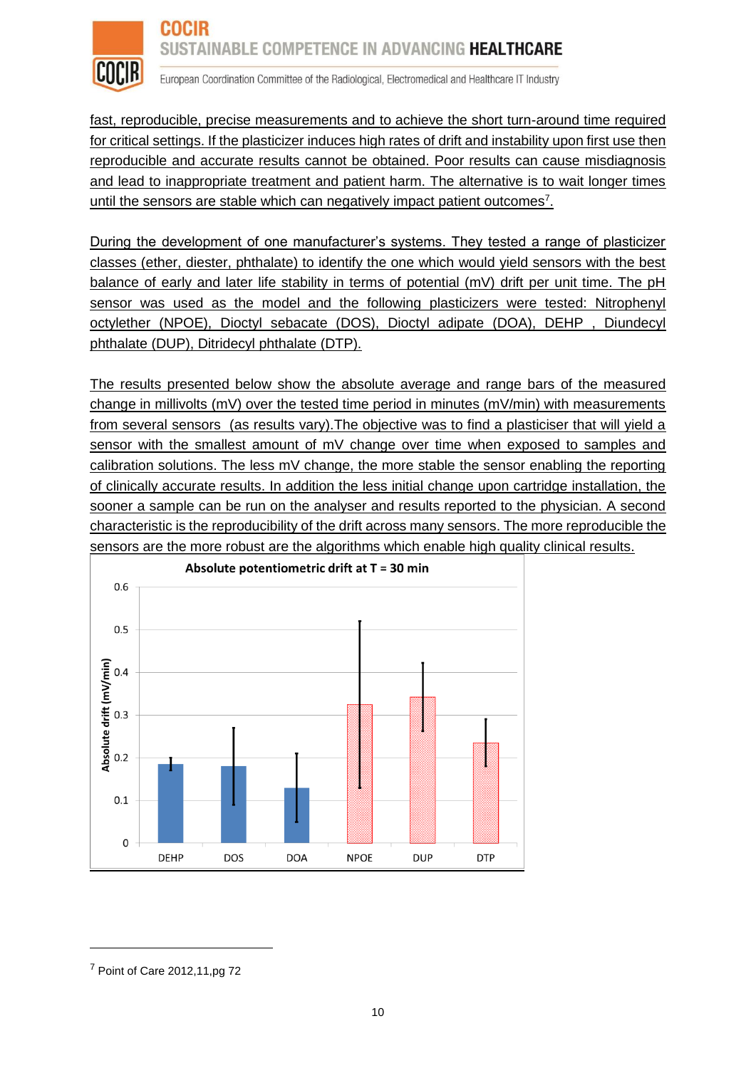fast, reproducible, precise measurements and to achieve the short turn-around time required for critical settings. If the plasticizer induces high rates of drift and instability upon first use then reproducible and accurate results cannot be obtained. Poor results can cause misdiagnosis and lead to inappropriate treatment and patient harm. The alternative is to wait longer times until the sensors are stable which can negatively impact patient outcomes[7].

During the development of one manufacturer's systems. They tested a range of plasticizer classes (ether, diester, phthalate) to identify the one which would yield sensors with the best balance of early and later life stability in terms of potential (mV) drift per unit time. The pH sensor was used as the model and the following plasticizers were tested: Nitrophenyl octylether (NPOE), Dioctyl sebacate (DOS), Dioctyl adipate (DOA), DEHP , Diundecyl phthalate (DUP), Ditridecyl phthalate (DTP).

The results presented below show the absolute average and range bars of the measured change in millivolts (mV) over the tested time period in minutes (mV/min) with measurements from several sensors (as results vary).The objective was to find a plasticiser that will yield a sensor with the smallest amount of mV change over time when exposed to samples and calibration solutions. The less mV change, the more stable the sensor enabling the reporting of clinically accurate results. In addition the less initial change upon cartridge installation, the sooner a sample can be run on the analyser and results reported to the physician. A second characteristic is the reproducibility of the drift across many sensors. The more reproducible the sensors are the more robust are the algorithms which enable high quality clinical results.

**Absolute potentiometric drift at T = 30 min**

| Plasticizer | Absolute drift (mV/min) (approx.) |
|---|---|
| DEHP | 0.185 |
| DOS | 0.18 |
| DOA | 0.13 |
| NPOE | 0.325 |
| DUP | 0.34 |
| DTP | 0.235 |

---

[7] Point of Care 2012,11,pg 72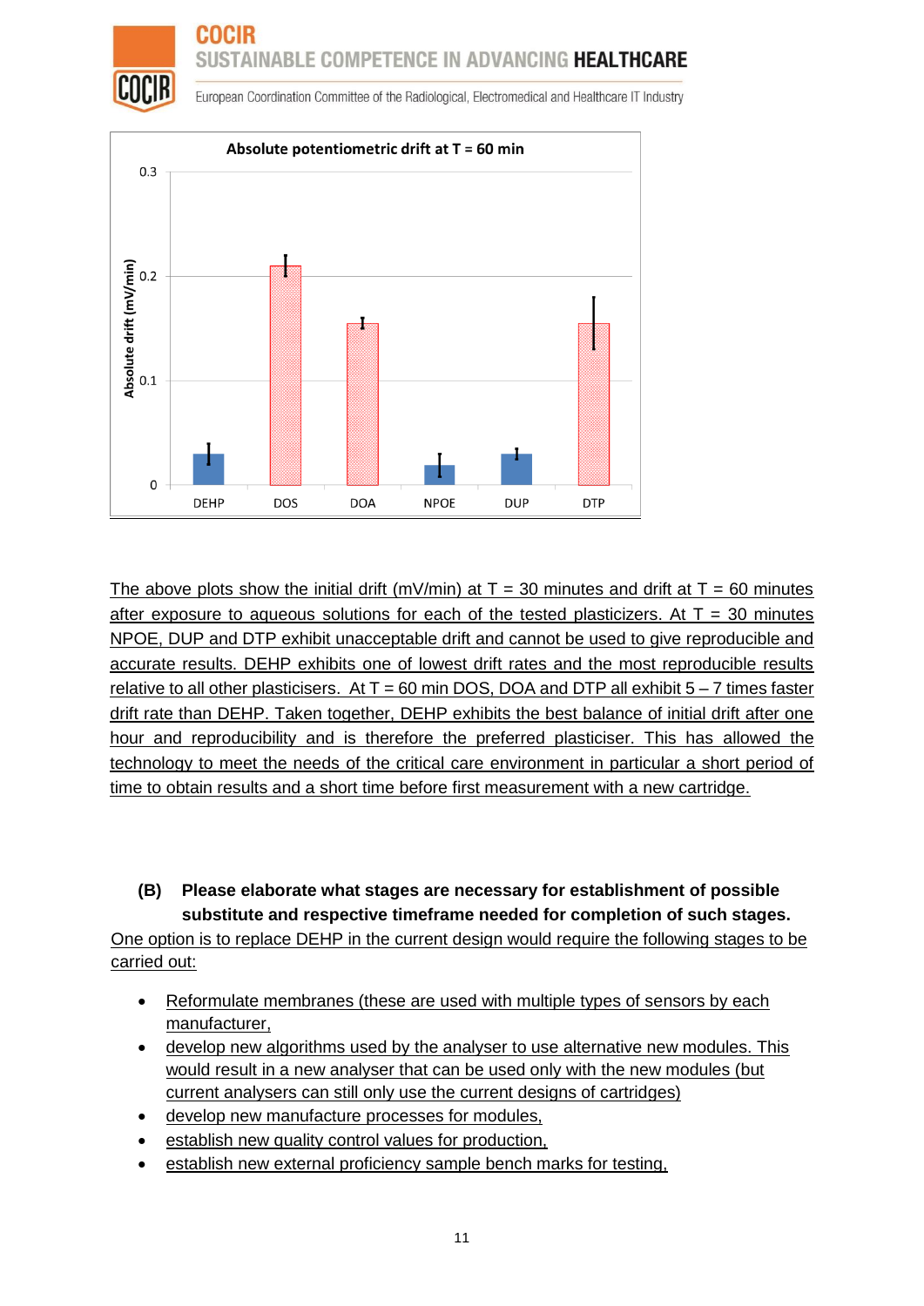**Absolute potentiometric drift at T = 60 min**

The above plots show the initial drift (mV/min) at T = 30 minutes and drift at T = 60 minutes after exposure to aqueous solutions for each of the tested plasticizers. At T = 30 minutes NPOE, DUP and DTP exhibit unacceptable drift and cannot be used to give reproducible and accurate results. DEHP exhibits one of lowest drift rates and the most reproducible results relative to all other plasticisers. At T = 60 min DOS, DOA and DTP all exhibit 5 – 7 times faster drift rate than DEHP. Taken together, DEHP exhibits the best balance of initial drift after one hour and reproducibility and is therefore the preferred plasticiser. This has allowed the technology to meet the needs of the critical care environment in particular a short period of time to obtain results and a short time before first measurement with a new cartridge.

**(B) Please elaborate what stages are necessary for establishment of possible substitute and respective timeframe needed for completion of such stages.**

One option is to replace DEHP in the current design would require the following stages to be carried out:

- Reformulate membranes (these are used with multiple types of sensors by each manufacturer,
- develop new algorithms used by the analyser to use alternative new modules. This would result in a new analyser that can be used only with the new modules (but current analysers can still only use the current designs of cartridges)
- develop new manufacture processes for modules,
- establish new quality control values for production,
- establish new external proficiency sample bench marks for testing,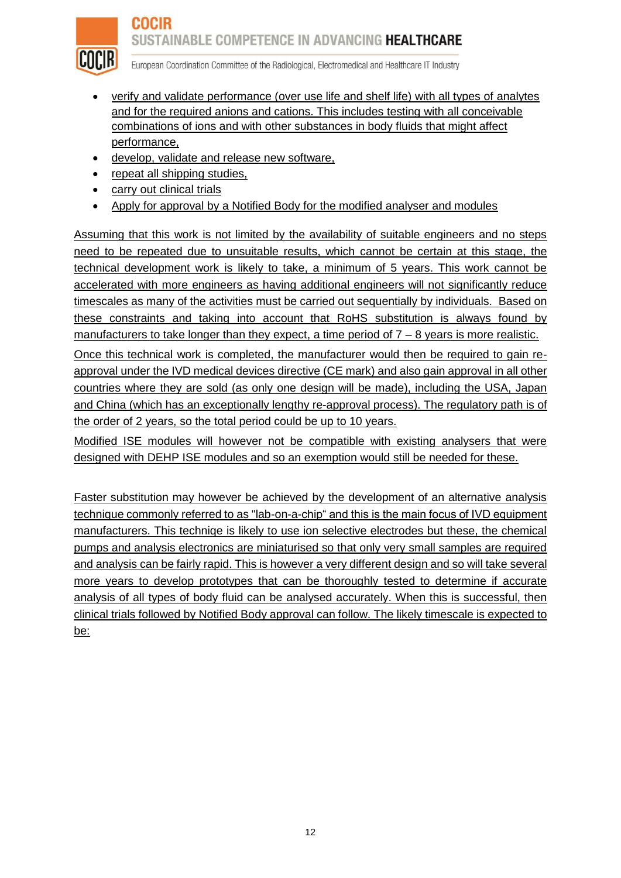- verify and validate performance (over use life and shelf life) with all types of analytes and for the required anions and cations. This includes testing with all conceivable combinations of ions and with other substances in body fluids that might affect performance,
- develop, validate and release new software,
- repeat all shipping studies,
- carry out clinical trials
- Apply for approval by a Notified Body for the modified analyser and modules

Assuming that this work is not limited by the availability of suitable engineers and no steps need to be repeated due to unsuitable results, which cannot be certain at this stage, the technical development work is likely to take, a minimum of 5 years. This work cannot be accelerated with more engineers as having additional engineers will not significantly reduce timescales as many of the activities must be carried out sequentially by individuals. Based on these constraints and taking into account that RoHS substitution is always found by manufacturers to take longer than they expect, a time period of 7 – 8 years is more realistic.

Once this technical work is completed, the manufacturer would then be required to gain re-approval under the IVD medical devices directive (CE mark) and also gain approval in all other countries where they are sold (as only one design will be made), including the USA, Japan and China (which has an exceptionally lengthy re-approval process). The regulatory path is of the order of 2 years, so the total period could be up to 10 years.

Modified ISE modules will however not be compatible with existing analysers that were designed with DEHP ISE modules and so an exemption would still be needed for these.

Faster substitution may however be achieved by the development of an alternative analysis technique commonly referred to as "lab-on-a-chip" and this is the main focus of IVD equipment manufacturers. This techniqe is likely to use ion selective electrodes but these, the chemical pumps and analysis electronics are miniaturised so that only very small samples are required and analysis can be fairly rapid. This is however a very different design and so will take several more years to develop prototypes that can be thoroughly tested to determine if accurate analysis of all types of body fluid can be analysed accurately. When this is successful, then clinical trials followed by Notified Body approval can follow. The likely timescale is expected to be: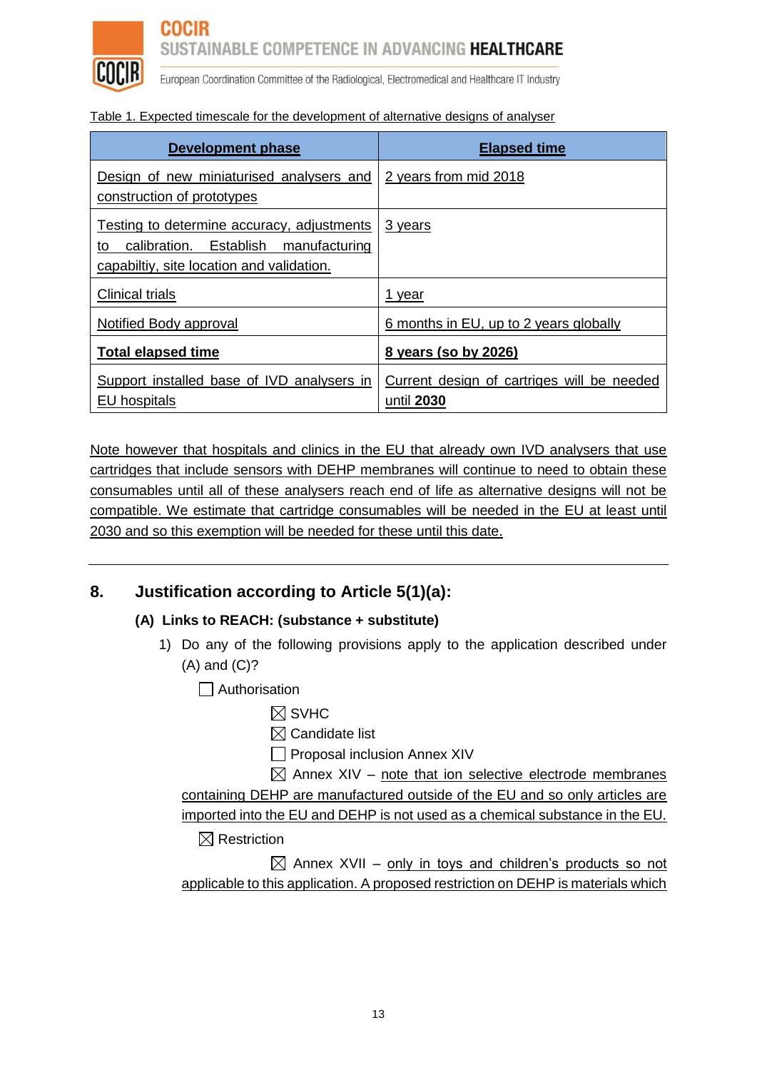Table 1. Expected timescale for the development of alternative designs of analyser

| **Development phase** | **Elapsed time** |
|---|---|
| Design of new miniaturised analysers and construction of prototypes | 2 years from mid 2018 |
| Testing to determine accuracy, adjustments to calibration. Establish manufacturing capabiltiy, site location and validation. | 3 years |
| Clinical trials | 1 year |
| Notified Body approval | 6 months in EU, up to 2 years globally |
| **Total elapsed time** | **8 years (so by 2026)** |
| Support installed base of IVD analysers in EU hospitals | Current design of cartriges will be needed until **2030** |

Note however that hospitals and clinics in the EU that already own IVD analysers that use cartridges that include sensors with DEHP membranes will continue to need to obtain these consumables until all of these analysers reach end of life as alternative designs will not be compatible. We estimate that cartridge consumables will be needed in the EU at least until 2030 and so this exemption will be needed for these until this date.

---

## 8. Justification according to Article 5(1)(a):

### (A) Links to REACH: (substance + substitute)

1) Do any of the following provisions apply to the application described under (A) and (C)?

   ☐ Authorisation

   ☒ SVHC

   ☒ Candidate list

   ☐ Proposal inclusion Annex XIV

   ☒ Annex XIV – note that ion selective electrode membranes containing DEHP are manufactured outside of the EU and so only articles are imported into the EU and DEHP is not used as a chemical substance in the EU.

   ☒ Restriction

   ☒ Annex XVII – only in toys and children's products so not applicable to this application. A proposed restriction on DEHP is materials which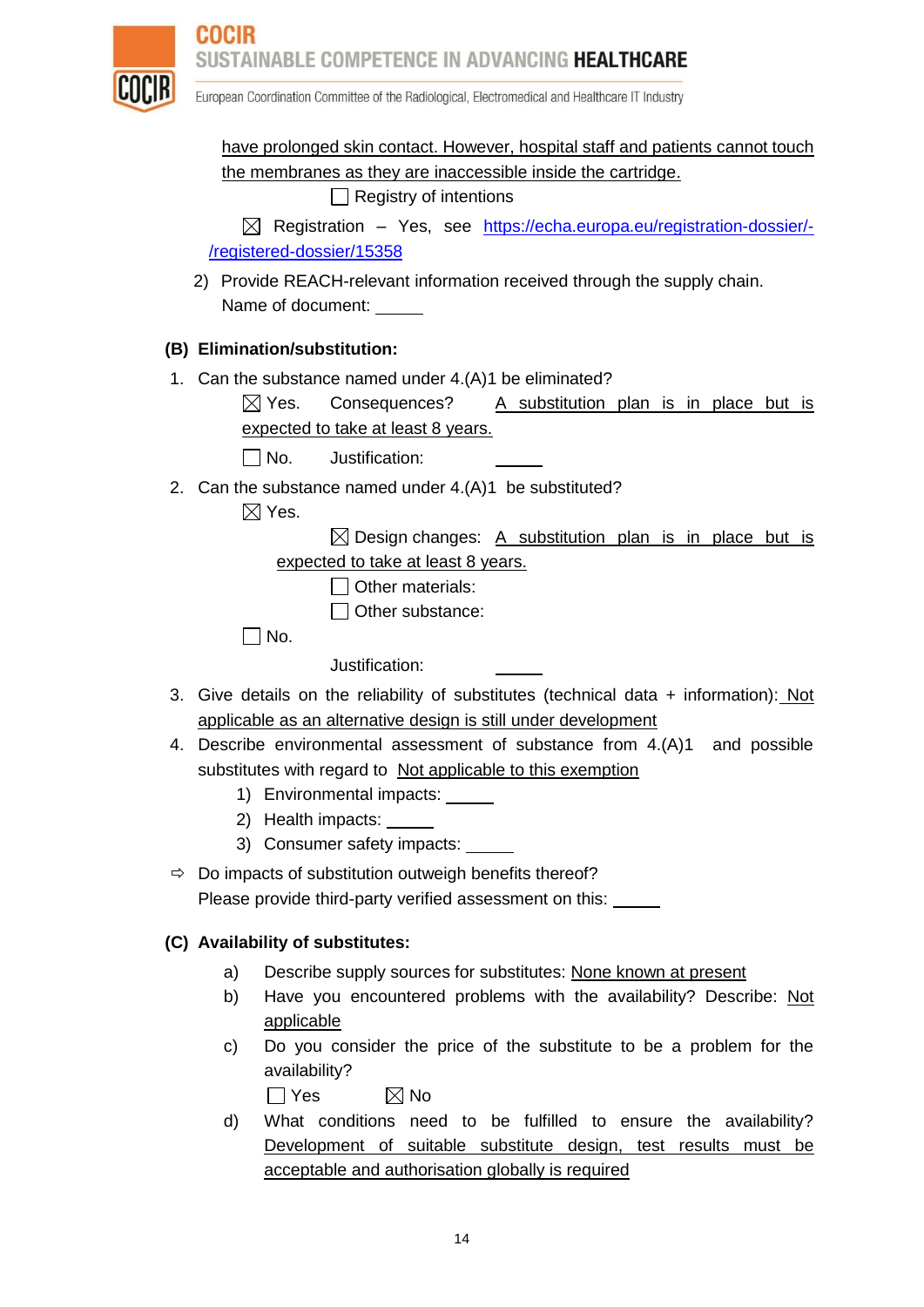have prolonged skin contact. However, hospital staff and patients cannot touch the membranes as they are inaccessible inside the cartridge.

☐ Registry of intentions

☒ Registration – Yes, see https://echa.europa.eu/registration-dossier/-/registered-dossier/15358

2) Provide REACH-relevant information received through the supply chain. Name of document: _____

**(B) Elimination/substitution:**

1. Can the substance named under 4.(A)1 be eliminated?

   ☒ Yes. Consequences? A substitution plan is in place but is expected to take at least 8 years.

   ☐ No. Justification: _____

2. Can the substance named under 4.(A)1 be substituted?

   ☒ Yes.

   ☒ Design changes: A substitution plan is in place but is expected to take at least 8 years.

   ☐ Other materials:

   ☐ Other substance:

   ☐ No.

   Justification: _____

3. Give details on the reliability of substitutes (technical data + information): Not applicable as an alternative design is still under development
4. Describe environmental assessment of substance from 4.(A)1 and possible substitutes with regard to Not applicable to this exemption
   1) Environmental impacts: _____
   2) Health impacts: _____
   3) Consumer safety impacts: _____

⇨ Do impacts of substitution outweigh benefits thereof?
Please provide third-party verified assessment on this: _____

**(C) Availability of substitutes:**

a) Describe supply sources for substitutes: None known at present

b) Have you encountered problems with the availability? Describe: Not applicable

c) Do you consider the price of the substitute to be a problem for the availability?

   ☐ Yes ☒ No

d) What conditions need to be fulfilled to ensure the availability? Development of suitable substitute design, test results must be acceptable and authorisation globally is required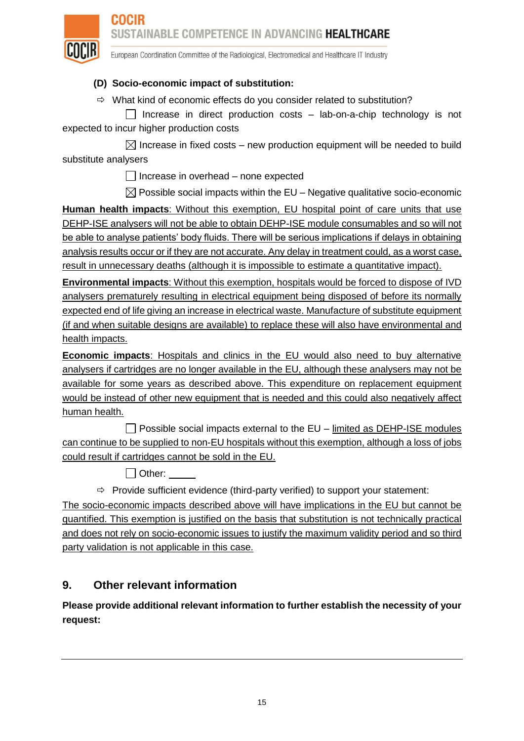**(D) Socio-economic impact of substitution:**

⇨ What kind of economic effects do you consider related to substitution?

☐ Increase in direct production costs – lab-on-a-chip technology is not expected to incur higher production costs

☒ Increase in fixed costs – new production equipment will be needed to build substitute analysers

☐ Increase in overhead – none expected

☒ Possible social impacts within the EU – Negative qualitative socio-economic

**Human health impacts**: Without this exemption, EU hospital point of care units that use DEHP-ISE analysers will not be able to obtain DEHP-ISE module consumables and so will not be able to analyse patients' body fluids. There will be serious implications if delays in obtaining analysis results occur or if they are not accurate. Any delay in treatment could, as a worst case, result in unnecessary deaths (although it is impossible to estimate a quantitative impact).

**Environmental impacts**: Without this exemption, hospitals would be forced to dispose of IVD analysers prematurely resulting in electrical equipment being disposed of before its normally expected end of life giving an increase in electrical waste. Manufacture of substitute equipment (if and when suitable designs are available) to replace these will also have environmental and health impacts.

**Economic impacts**: Hospitals and clinics in the EU would also need to buy alternative analysers if cartridges are no longer available in the EU, although these analysers may not be available for some years as described above. This expenditure on replacement equipment would be instead of other new equipment that is needed and this could also negatively affect human health.

☐ Possible social impacts external to the EU – limited as DEHP-ISE modules can continue to be supplied to non-EU hospitals without this exemption, although a loss of jobs could result if cartridges cannot be sold in the EU.

☐ Other: _____

⇨ Provide sufficient evidence (third-party verified) to support your statement:

The socio-economic impacts described above will have implications in the EU but cannot be quantified. This exemption is justified on the basis that substitution is not technically practical and does not rely on socio-economic issues to justify the maximum validity period and so third party validation is not applicable in this case.

## 9. Other relevant information

**Please provide additional relevant information to further establish the necessity of your request:**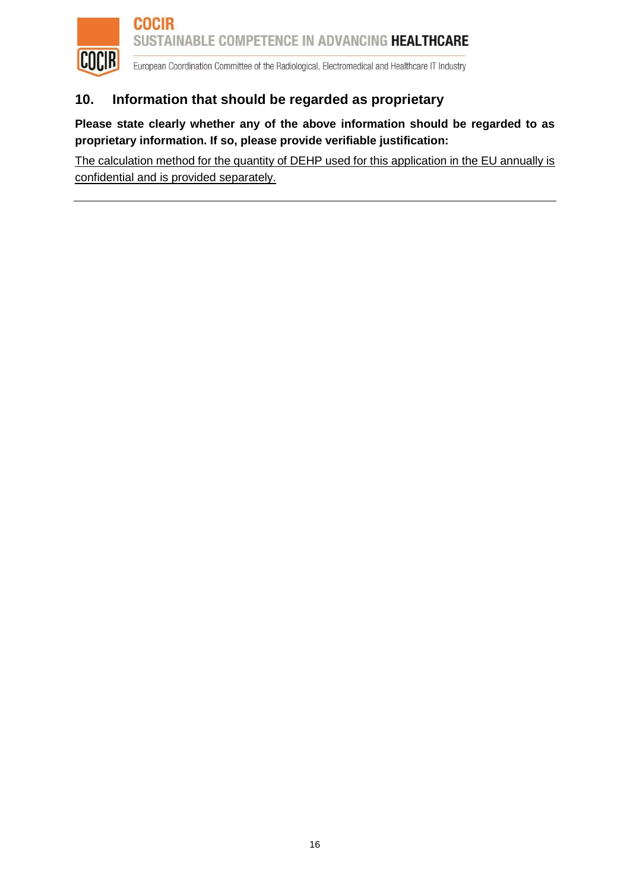## 10. Information that should be regarded as proprietary

**Please state clearly whether any of the above information should be regarded to as proprietary information. If so, please provide verifiable justification:**

The calculation method for the quantity of DEHP used for this application in the EU annually is confidential and is provided separately.